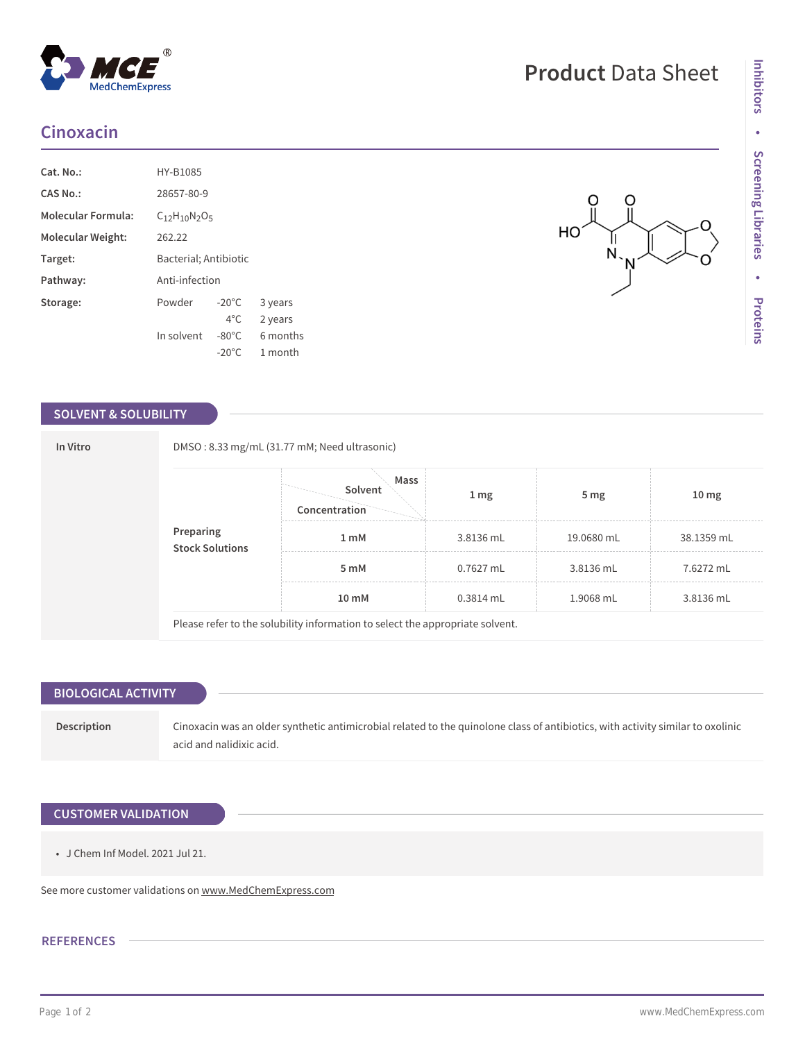# Cinoxacin

| | |
|---|---|
| **Cat. No.:** | HY-B1085 |
| **CAS No.:** | 28657-80-9 |
| **Molecular Formula:** | $C_{12}H_{10}N_2O_5$ |
| **Molecular Weight:** | 262.22 |
| **Target:** | Bacterial; Antibiotic |
| **Pathway:** | Anti-infection |
| **Storage:** | Powder -20°C 3 years; 4°C 2 years<br>In solvent -80°C 6 months; -20°C 1 month |

## SOLVENT & SOLUBILITY

**In Vitro**

DMSO : 8.33 mg/mL (31.77 mM; Need ultrasonic)

**Preparing Stock Solutions**

| Concentration \ Solvent \ Mass | 1 mg | 5 mg | 10 mg |
|---|---|---|---|
| 1 mM | 3.8136 mL | 19.0680 mL | 38.1359 mL |
| 5 mM | 0.7627 mL | 3.8136 mL | 7.6272 mL |
| 10 mM | 0.3814 mL | 1.9068 mL | 3.8136 mL |

Please refer to the solubility information to select the appropriate solvent.

## BIOLOGICAL ACTIVITY

**Description**

Cinoxacin was an older synthetic antimicrobial related to the quinolone class of antibiotics, with activity similar to oxolinic acid and nalidixic acid.

## CUSTOMER VALIDATION

- J Chem Inf Model. 2021 Jul 21.

See more customer validations on www.MedChemExpress.com

## REFERENCES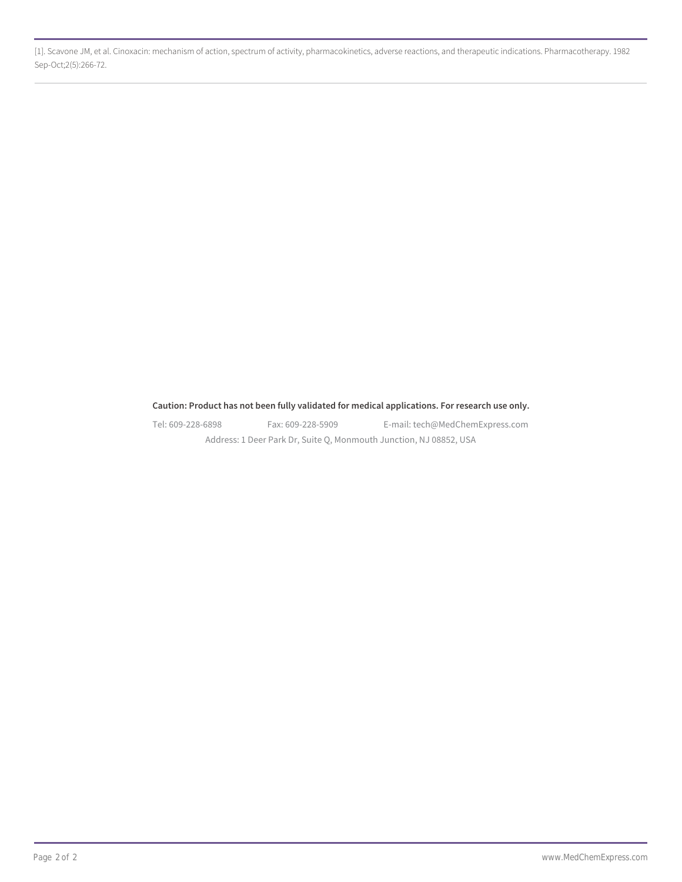[1]. Scavone JM, et al. Cinoxacin: mechanism of action, spectrum of activity, pharmacokinetics, adverse reactions, and therapeutic indications. Pharmacotherapy. 1982 Sep-Oct;2(5):266-72.

---

**Caution: Product has not been fully validated for medical applications. For research use only.**

Tel: 609-228-6898 Fax: 609-228-5909 E-mail: tech@MedChemExpress.com

Address: 1 Deer Park Dr, Suite Q, Monmouth Junction, NJ 08852, USA